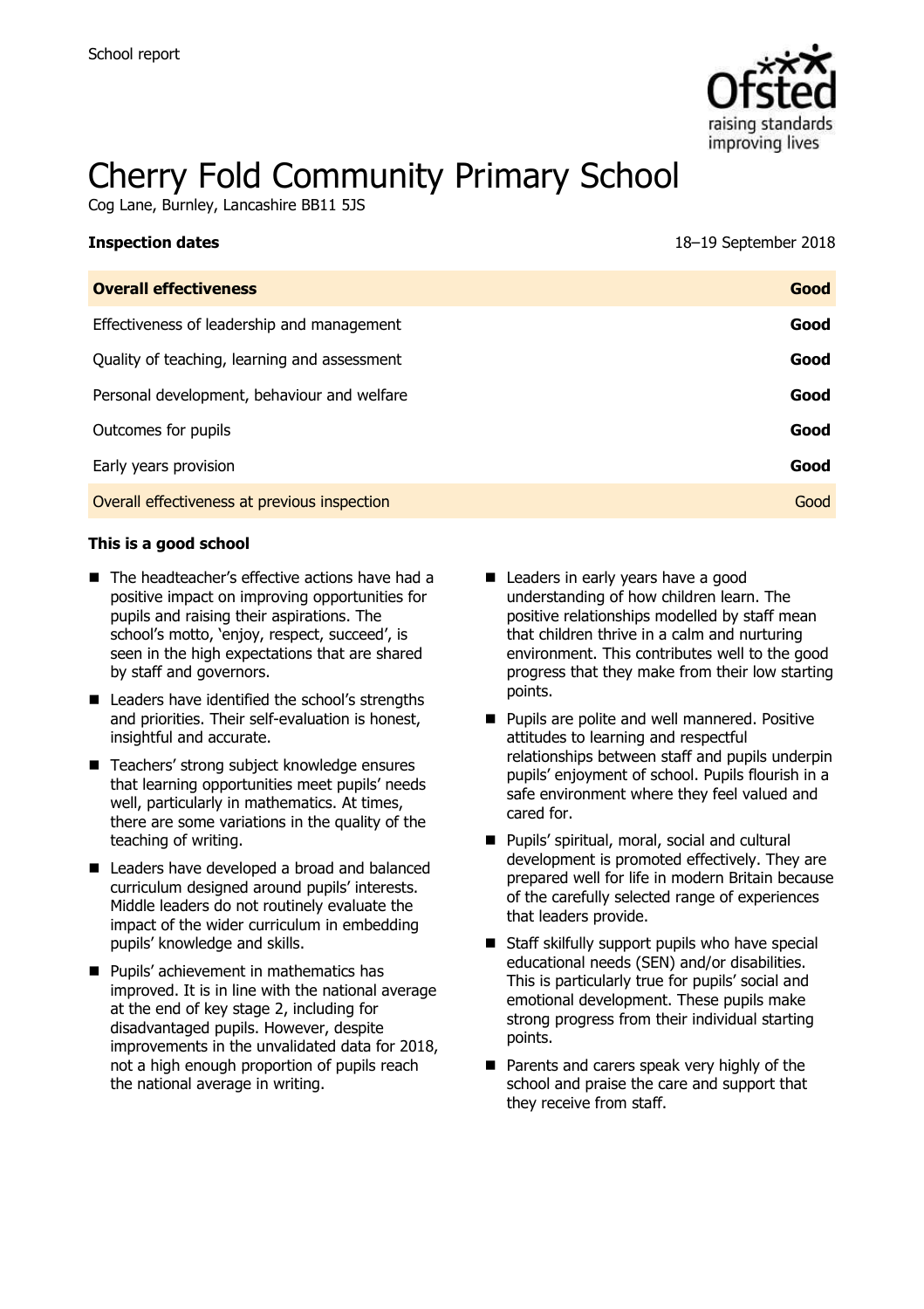School report

# Cherry Fold Community Primary School

Cog Lane, Burnley, Lancashire BB11 5JS

| **Inspection dates** | 18–19 September 2018 |
|---|---|
| **Overall effectiveness** | **Good** |
| Effectiveness of leadership and management | **Good** |
| Quality of teaching, learning and assessment | **Good** |
| Personal development, behaviour and welfare | **Good** |
| Outcomes for pupils | **Good** |
| Early years provision | **Good** |
| Overall effectiveness at previous inspection | Good |

**This is a good school**

- The headteacher's effective actions have had a positive impact on improving opportunities for pupils and raising their aspirations. The school's motto, 'enjoy, respect, succeed', is seen in the high expectations that are shared by staff and governors.
- Leaders have identified the school's strengths and priorities. Their self-evaluation is honest, insightful and accurate.
- Teachers' strong subject knowledge ensures that learning opportunities meet pupils' needs well, particularly in mathematics. At times, there are some variations in the quality of the teaching of writing.
- Leaders have developed a broad and balanced curriculum designed around pupils' interests. Middle leaders do not routinely evaluate the impact of the wider curriculum in embedding pupils' knowledge and skills.
- Pupils' achievement in mathematics has improved. It is in line with the national average at the end of key stage 2, including for disadvantaged pupils. However, despite improvements in the unvalidated data for 2018, not a high enough proportion of pupils reach the national average in writing.
- Leaders in early years have a good understanding of how children learn. The positive relationships modelled by staff mean that children thrive in a calm and nurturing environment. This contributes well to the good progress that they make from their low starting points.
- Pupils are polite and well mannered. Positive attitudes to learning and respectful relationships between staff and pupils underpin pupils' enjoyment of school. Pupils flourish in a safe environment where they feel valued and cared for.
- Pupils' spiritual, moral, social and cultural development is promoted effectively. They are prepared well for life in modern Britain because of the carefully selected range of experiences that leaders provide.
- Staff skilfully support pupils who have special educational needs (SEN) and/or disabilities. This is particularly true for pupils' social and emotional development. These pupils make strong progress from their individual starting points.
- Parents and carers speak very highly of the school and praise the care and support that they receive from staff.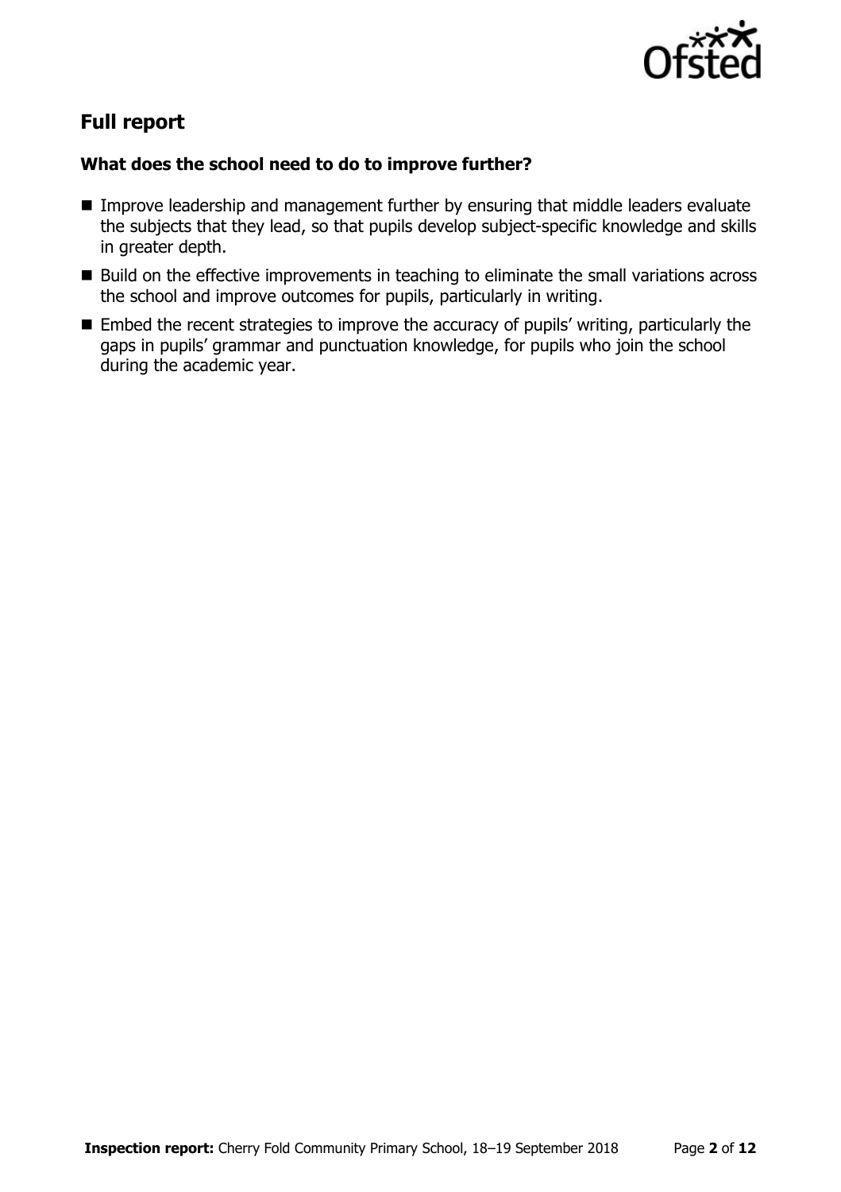## Full report

### What does the school need to do to improve further?

- Improve leadership and management further by ensuring that middle leaders evaluate the subjects that they lead, so that pupils develop subject-specific knowledge and skills in greater depth.
- Build on the effective improvements in teaching to eliminate the small variations across the school and improve outcomes for pupils, particularly in writing.
- Embed the recent strategies to improve the accuracy of pupils' writing, particularly the gaps in pupils' grammar and punctuation knowledge, for pupils who join the school during the academic year.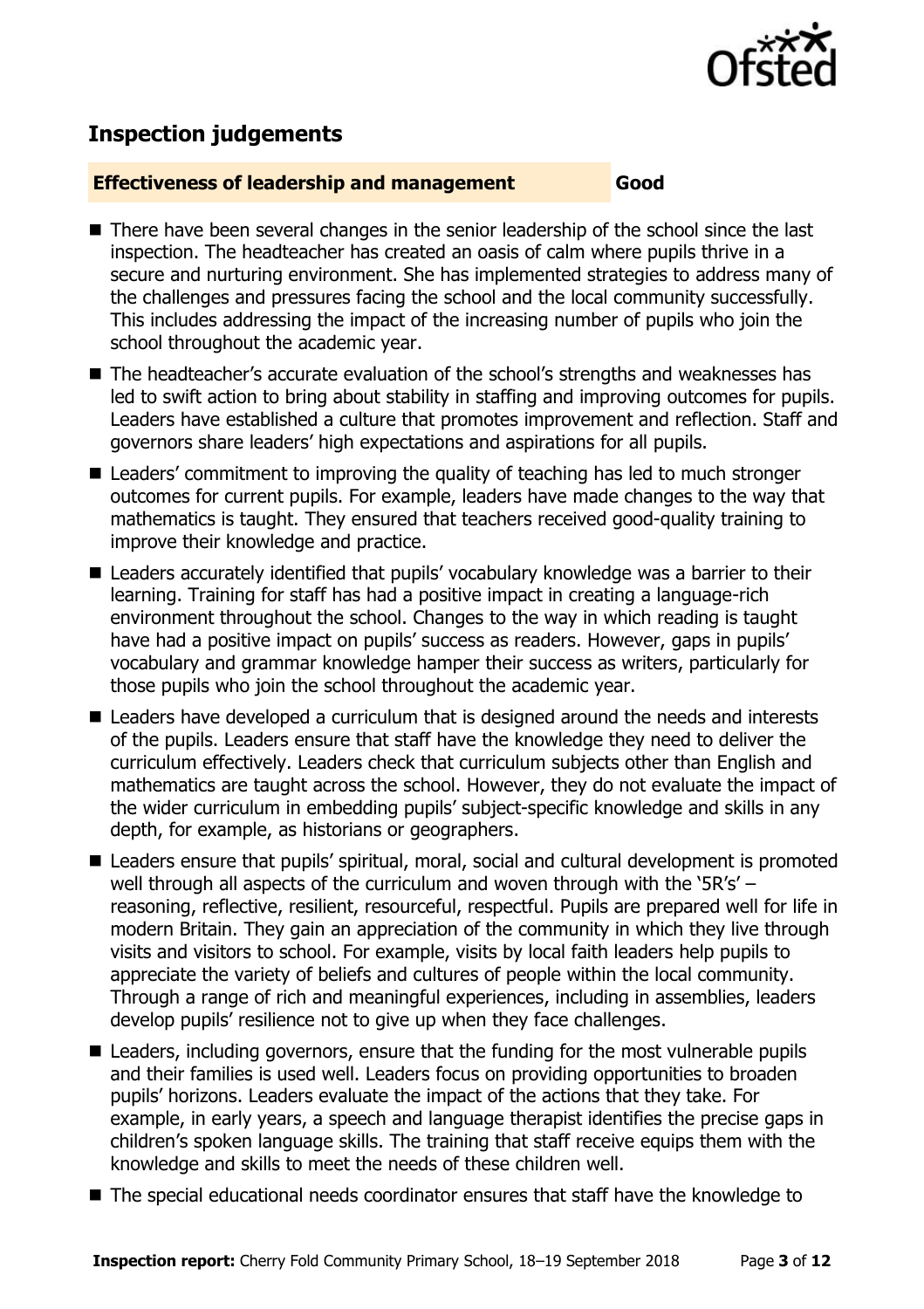## Inspection judgements

| **Effectiveness of leadership and management** | **Good** |
| --- | --- |

- There have been several changes in the senior leadership of the school since the last inspection. The headteacher has created an oasis of calm where pupils thrive in a secure and nurturing environment. She has implemented strategies to address many of the challenges and pressures facing the school and the local community successfully. This includes addressing the impact of the increasing number of pupils who join the school throughout the academic year.
- The headteacher's accurate evaluation of the school's strengths and weaknesses has led to swift action to bring about stability in staffing and improving outcomes for pupils. Leaders have established a culture that promotes improvement and reflection. Staff and governors share leaders' high expectations and aspirations for all pupils.
- Leaders' commitment to improving the quality of teaching has led to much stronger outcomes for current pupils. For example, leaders have made changes to the way that mathematics is taught. They ensured that teachers received good-quality training to improve their knowledge and practice.
- Leaders accurately identified that pupils' vocabulary knowledge was a barrier to their learning. Training for staff has had a positive impact in creating a language-rich environment throughout the school. Changes to the way in which reading is taught have had a positive impact on pupils' success as readers. However, gaps in pupils' vocabulary and grammar knowledge hamper their success as writers, particularly for those pupils who join the school throughout the academic year.
- Leaders have developed a curriculum that is designed around the needs and interests of the pupils. Leaders ensure that staff have the knowledge they need to deliver the curriculum effectively. Leaders check that curriculum subjects other than English and mathematics are taught across the school. However, they do not evaluate the impact of the wider curriculum in embedding pupils' subject-specific knowledge and skills in any depth, for example, as historians or geographers.
- Leaders ensure that pupils' spiritual, moral, social and cultural development is promoted well through all aspects of the curriculum and woven through with the '5R's' – reasoning, reflective, resilient, resourceful, respectful. Pupils are prepared well for life in modern Britain. They gain an appreciation of the community in which they live through visits and visitors to school. For example, visits by local faith leaders help pupils to appreciate the variety of beliefs and cultures of people within the local community. Through a range of rich and meaningful experiences, including in assemblies, leaders develop pupils' resilience not to give up when they face challenges.
- Leaders, including governors, ensure that the funding for the most vulnerable pupils and their families is used well. Leaders focus on providing opportunities to broaden pupils' horizons. Leaders evaluate the impact of the actions that they take. For example, in early years, a speech and language therapist identifies the precise gaps in children's spoken language skills. The training that staff receive equips them with the knowledge and skills to meet the needs of these children well.
- The special educational needs coordinator ensures that staff have the knowledge to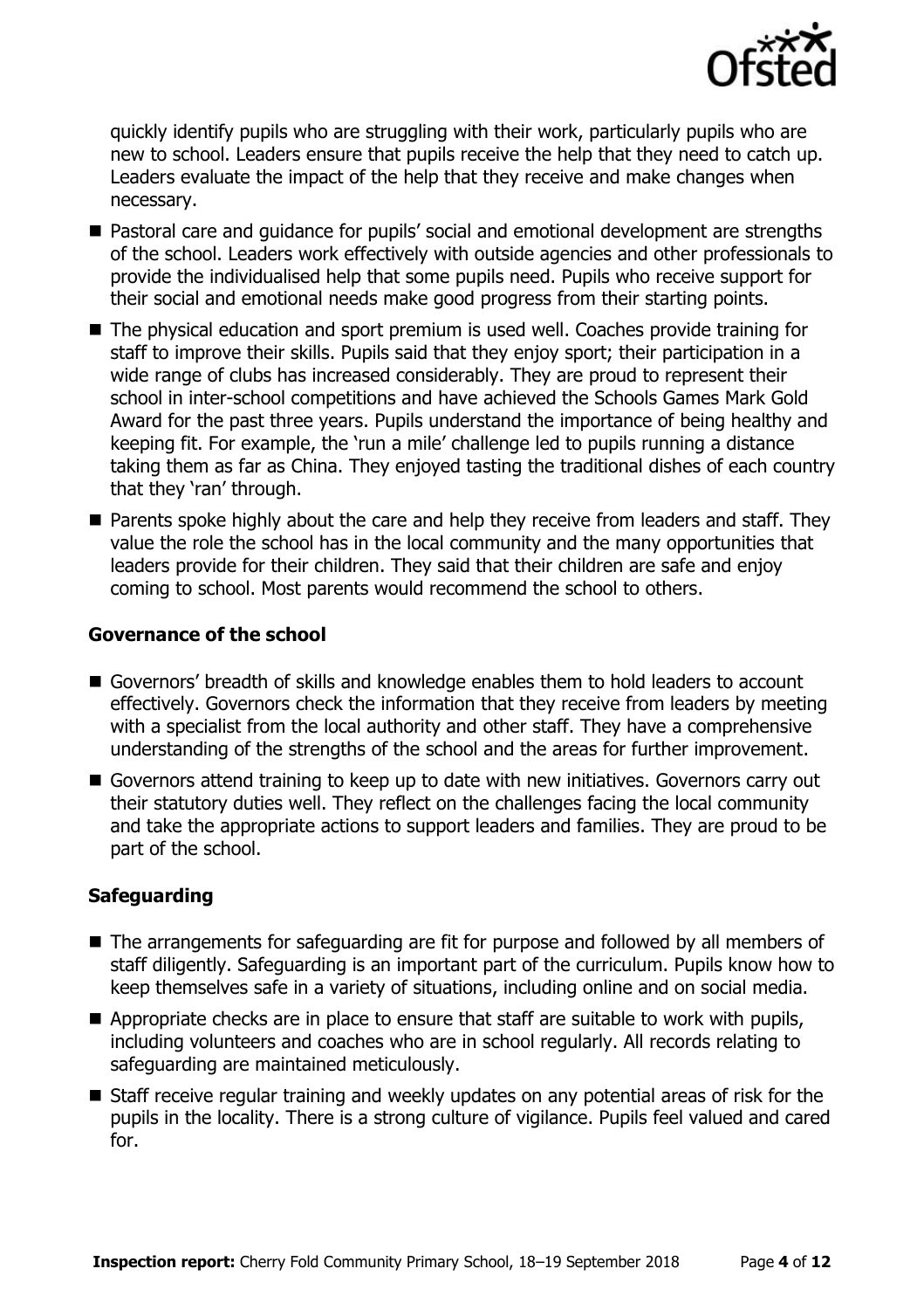quickly identify pupils who are struggling with their work, particularly pupils who are new to school. Leaders ensure that pupils receive the help that they need to catch up. Leaders evaluate the impact of the help that they receive and make changes when necessary.

- Pastoral care and guidance for pupils' social and emotional development are strengths of the school. Leaders work effectively with outside agencies and other professionals to provide the individualised help that some pupils need. Pupils who receive support for their social and emotional needs make good progress from their starting points.
- The physical education and sport premium is used well. Coaches provide training for staff to improve their skills. Pupils said that they enjoy sport; their participation in a wide range of clubs has increased considerably. They are proud to represent their school in inter-school competitions and have achieved the Schools Games Mark Gold Award for the past three years. Pupils understand the importance of being healthy and keeping fit. For example, the 'run a mile' challenge led to pupils running a distance taking them as far as China. They enjoyed tasting the traditional dishes of each country that they 'ran' through.
- Parents spoke highly about the care and help they receive from leaders and staff. They value the role the school has in the local community and the many opportunities that leaders provide for their children. They said that their children are safe and enjoy coming to school. Most parents would recommend the school to others.

### Governance of the school

- Governors' breadth of skills and knowledge enables them to hold leaders to account effectively. Governors check the information that they receive from leaders by meeting with a specialist from the local authority and other staff. They have a comprehensive understanding of the strengths of the school and the areas for further improvement.
- Governors attend training to keep up to date with new initiatives. Governors carry out their statutory duties well. They reflect on the challenges facing the local community and take the appropriate actions to support leaders and families. They are proud to be part of the school.

### Safeguarding

- The arrangements for safeguarding are fit for purpose and followed by all members of staff diligently. Safeguarding is an important part of the curriculum. Pupils know how to keep themselves safe in a variety of situations, including online and on social media.
- Appropriate checks are in place to ensure that staff are suitable to work with pupils, including volunteers and coaches who are in school regularly. All records relating to safeguarding are maintained meticulously.
- Staff receive regular training and weekly updates on any potential areas of risk for the pupils in the locality. There is a strong culture of vigilance. Pupils feel valued and cared for.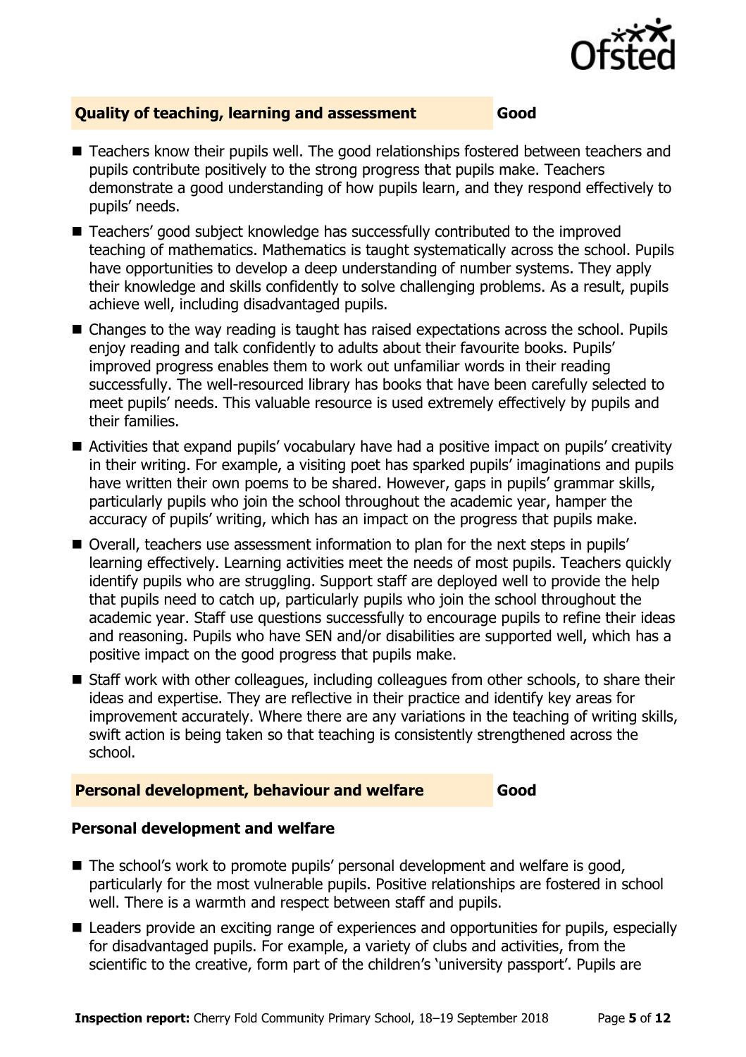## Quality of teaching, learning and assessment — Good

- Teachers know their pupils well. The good relationships fostered between teachers and pupils contribute positively to the strong progress that pupils make. Teachers demonstrate a good understanding of how pupils learn, and they respond effectively to pupils' needs.
- Teachers' good subject knowledge has successfully contributed to the improved teaching of mathematics. Mathematics is taught systematically across the school. Pupils have opportunities to develop a deep understanding of number systems. They apply their knowledge and skills confidently to solve challenging problems. As a result, pupils achieve well, including disadvantaged pupils.
- Changes to the way reading is taught has raised expectations across the school. Pupils enjoy reading and talk confidently to adults about their favourite books. Pupils' improved progress enables them to work out unfamiliar words in their reading successfully. The well-resourced library has books that have been carefully selected to meet pupils' needs. This valuable resource is used extremely effectively by pupils and their families.
- Activities that expand pupils' vocabulary have had a positive impact on pupils' creativity in their writing. For example, a visiting poet has sparked pupils' imaginations and pupils have written their own poems to be shared. However, gaps in pupils' grammar skills, particularly pupils who join the school throughout the academic year, hamper the accuracy of pupils' writing, which has an impact on the progress that pupils make.
- Overall, teachers use assessment information to plan for the next steps in pupils' learning effectively. Learning activities meet the needs of most pupils. Teachers quickly identify pupils who are struggling. Support staff are deployed well to provide the help that pupils need to catch up, particularly pupils who join the school throughout the academic year. Staff use questions successfully to encourage pupils to refine their ideas and reasoning. Pupils who have SEN and/or disabilities are supported well, which has a positive impact on the good progress that pupils make.
- Staff work with other colleagues, including colleagues from other schools, to share their ideas and expertise. They are reflective in their practice and identify key areas for improvement accurately. Where there are any variations in the teaching of writing skills, swift action is being taken so that teaching is consistently strengthened across the school.

## Personal development, behaviour and welfare — Good

### Personal development and welfare

- The school's work to promote pupils' personal development and welfare is good, particularly for the most vulnerable pupils. Positive relationships are fostered in school well. There is a warmth and respect between staff and pupils.
- Leaders provide an exciting range of experiences and opportunities for pupils, especially for disadvantaged pupils. For example, a variety of clubs and activities, from the scientific to the creative, form part of the children's 'university passport'. Pupils are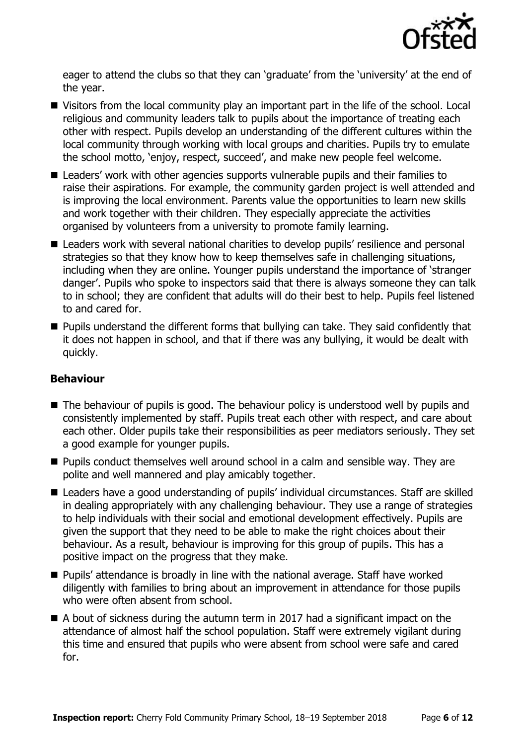eager to attend the clubs so that they can 'graduate' from the 'university' at the end of the year.

- Visitors from the local community play an important part in the life of the school. Local religious and community leaders talk to pupils about the importance of treating each other with respect. Pupils develop an understanding of the different cultures within the local community through working with local groups and charities. Pupils try to emulate the school motto, 'enjoy, respect, succeed', and make new people feel welcome.
- Leaders' work with other agencies supports vulnerable pupils and their families to raise their aspirations. For example, the community garden project is well attended and is improving the local environment. Parents value the opportunities to learn new skills and work together with their children. They especially appreciate the activities organised by volunteers from a university to promote family learning.
- Leaders work with several national charities to develop pupils' resilience and personal strategies so that they know how to keep themselves safe in challenging situations, including when they are online. Younger pupils understand the importance of 'stranger danger'. Pupils who spoke to inspectors said that there is always someone they can talk to in school; they are confident that adults will do their best to help. Pupils feel listened to and cared for.
- Pupils understand the different forms that bullying can take. They said confidently that it does not happen in school, and that if there was any bullying, it would be dealt with quickly.

### Behaviour

- The behaviour of pupils is good. The behaviour policy is understood well by pupils and consistently implemented by staff. Pupils treat each other with respect, and care about each other. Older pupils take their responsibilities as peer mediators seriously. They set a good example for younger pupils.
- Pupils conduct themselves well around school in a calm and sensible way. They are polite and well mannered and play amicably together.
- Leaders have a good understanding of pupils' individual circumstances. Staff are skilled in dealing appropriately with any challenging behaviour. They use a range of strategies to help individuals with their social and emotional development effectively. Pupils are given the support that they need to be able to make the right choices about their behaviour. As a result, behaviour is improving for this group of pupils. This has a positive impact on the progress that they make.
- Pupils' attendance is broadly in line with the national average. Staff have worked diligently with families to bring about an improvement in attendance for those pupils who were often absent from school.
- A bout of sickness during the autumn term in 2017 had a significant impact on the attendance of almost half the school population. Staff were extremely vigilant during this time and ensured that pupils who were absent from school were safe and cared for.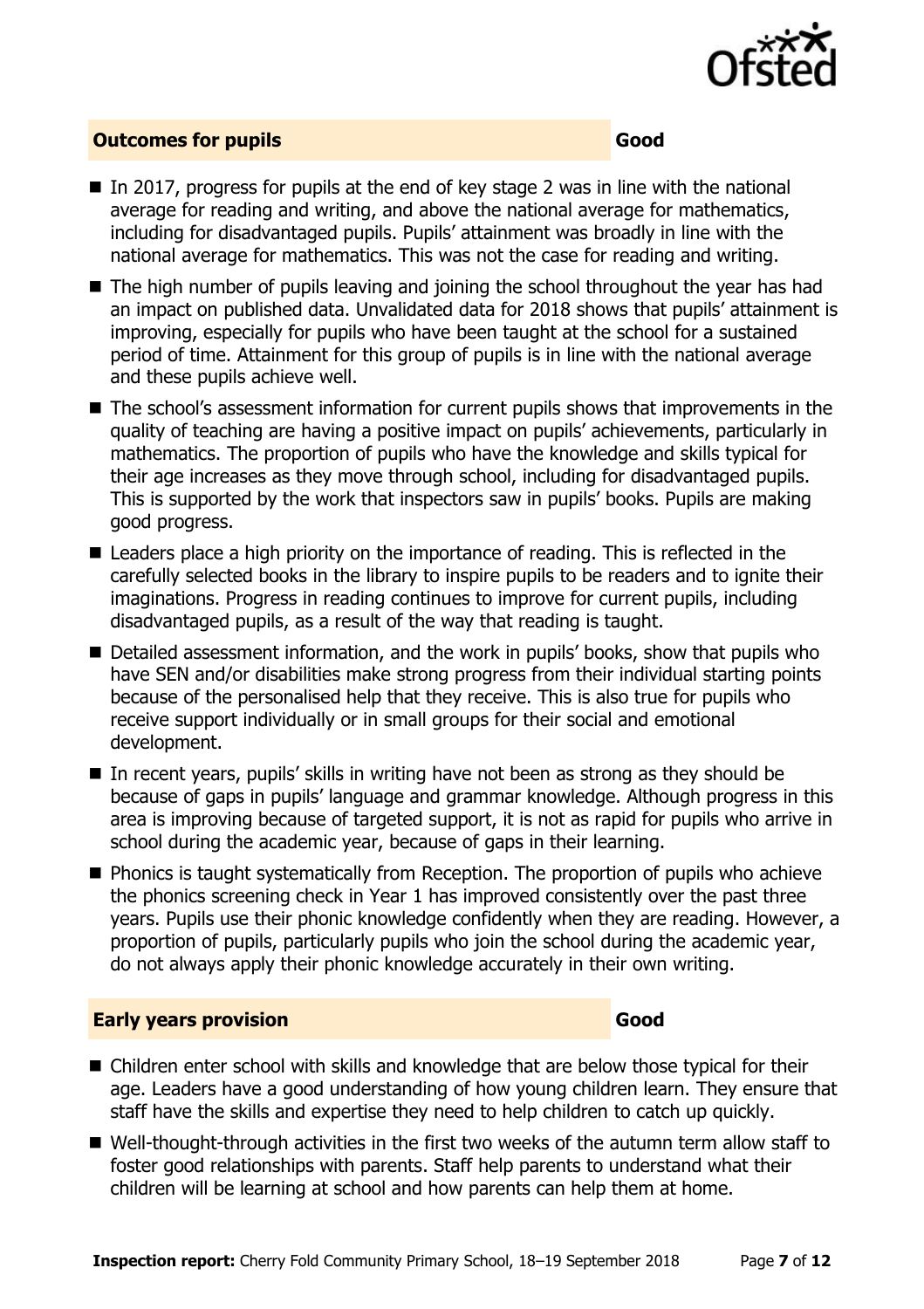## Outcomes for pupils — Good

- In 2017, progress for pupils at the end of key stage 2 was in line with the national average for reading and writing, and above the national average for mathematics, including for disadvantaged pupils. Pupils' attainment was broadly in line with the national average for mathematics. This was not the case for reading and writing.
- The high number of pupils leaving and joining the school throughout the year has had an impact on published data. Unvalidated data for 2018 shows that pupils' attainment is improving, especially for pupils who have been taught at the school for a sustained period of time. Attainment for this group of pupils is in line with the national average and these pupils achieve well.
- The school's assessment information for current pupils shows that improvements in the quality of teaching are having a positive impact on pupils' achievements, particularly in mathematics. The proportion of pupils who have the knowledge and skills typical for their age increases as they move through school, including for disadvantaged pupils. This is supported by the work that inspectors saw in pupils' books. Pupils are making good progress.
- Leaders place a high priority on the importance of reading. This is reflected in the carefully selected books in the library to inspire pupils to be readers and to ignite their imaginations. Progress in reading continues to improve for current pupils, including disadvantaged pupils, as a result of the way that reading is taught.
- Detailed assessment information, and the work in pupils' books, show that pupils who have SEN and/or disabilities make strong progress from their individual starting points because of the personalised help that they receive. This is also true for pupils who receive support individually or in small groups for their social and emotional development.
- In recent years, pupils' skills in writing have not been as strong as they should be because of gaps in pupils' language and grammar knowledge. Although progress in this area is improving because of targeted support, it is not as rapid for pupils who arrive in school during the academic year, because of gaps in their learning.
- Phonics is taught systematically from Reception. The proportion of pupils who achieve the phonics screening check in Year 1 has improved consistently over the past three years. Pupils use their phonic knowledge confidently when they are reading. However, a proportion of pupils, particularly pupils who join the school during the academic year, do not always apply their phonic knowledge accurately in their own writing.

## Early years provision — Good

- Children enter school with skills and knowledge that are below those typical for their age. Leaders have a good understanding of how young children learn. They ensure that staff have the skills and expertise they need to help children to catch up quickly.
- Well-thought-through activities in the first two weeks of the autumn term allow staff to foster good relationships with parents. Staff help parents to understand what their children will be learning at school and how parents can help them at home.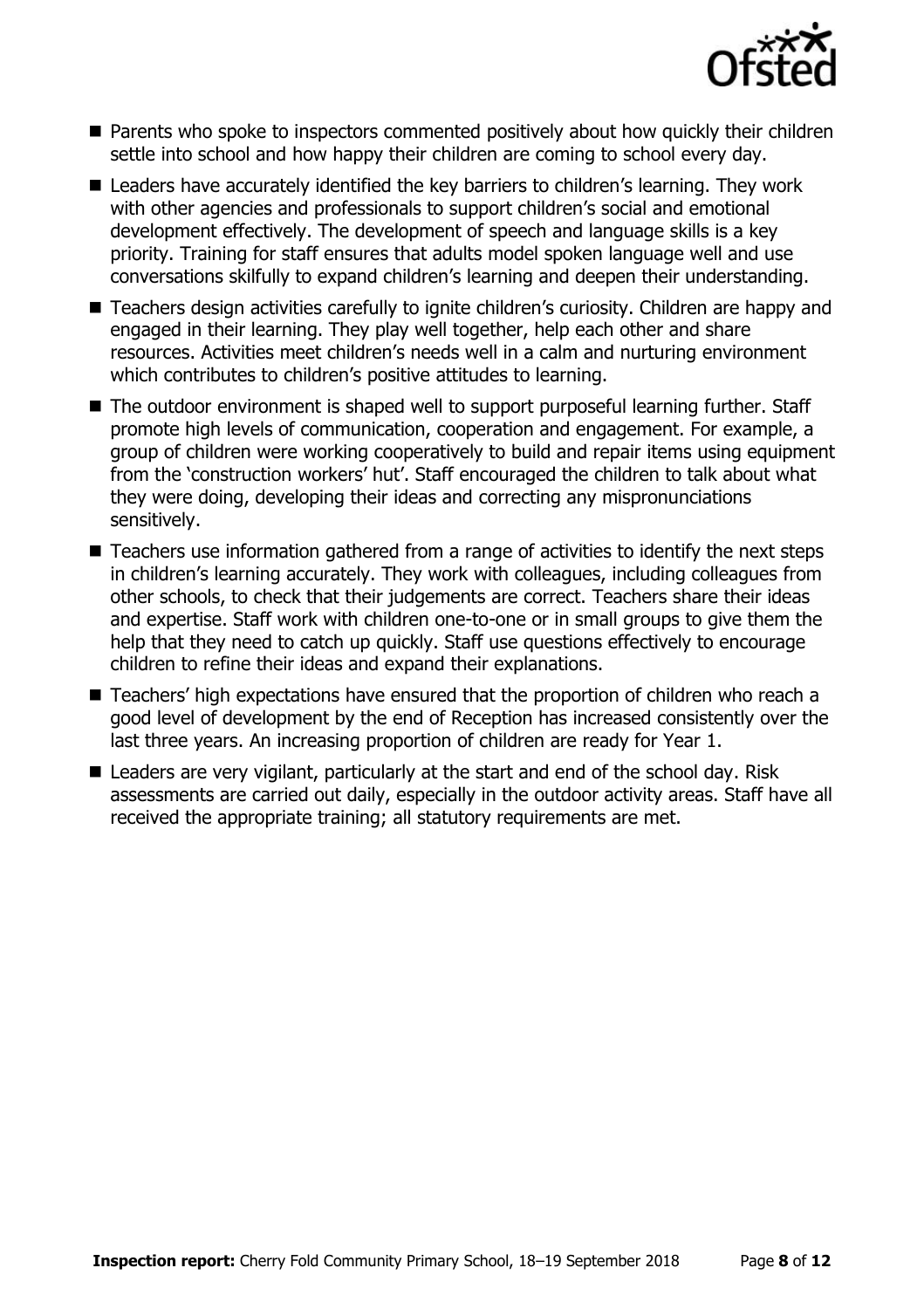- Parents who spoke to inspectors commented positively about how quickly their children settle into school and how happy their children are coming to school every day.
- Leaders have accurately identified the key barriers to children's learning. They work with other agencies and professionals to support children's social and emotional development effectively. The development of speech and language skills is a key priority. Training for staff ensures that adults model spoken language well and use conversations skilfully to expand children's learning and deepen their understanding.
- Teachers design activities carefully to ignite children's curiosity. Children are happy and engaged in their learning. They play well together, help each other and share resources. Activities meet children's needs well in a calm and nurturing environment which contributes to children's positive attitudes to learning.
- The outdoor environment is shaped well to support purposeful learning further. Staff promote high levels of communication, cooperation and engagement. For example, a group of children were working cooperatively to build and repair items using equipment from the 'construction workers' hut'. Staff encouraged the children to talk about what they were doing, developing their ideas and correcting any mispronunciations sensitively.
- Teachers use information gathered from a range of activities to identify the next steps in children's learning accurately. They work with colleagues, including colleagues from other schools, to check that their judgements are correct. Teachers share their ideas and expertise. Staff work with children one-to-one or in small groups to give them the help that they need to catch up quickly. Staff use questions effectively to encourage children to refine their ideas and expand their explanations.
- Teachers' high expectations have ensured that the proportion of children who reach a good level of development by the end of Reception has increased consistently over the last three years. An increasing proportion of children are ready for Year 1.
- Leaders are very vigilant, particularly at the start and end of the school day. Risk assessments are carried out daily, especially in the outdoor activity areas. Staff have all received the appropriate training; all statutory requirements are met.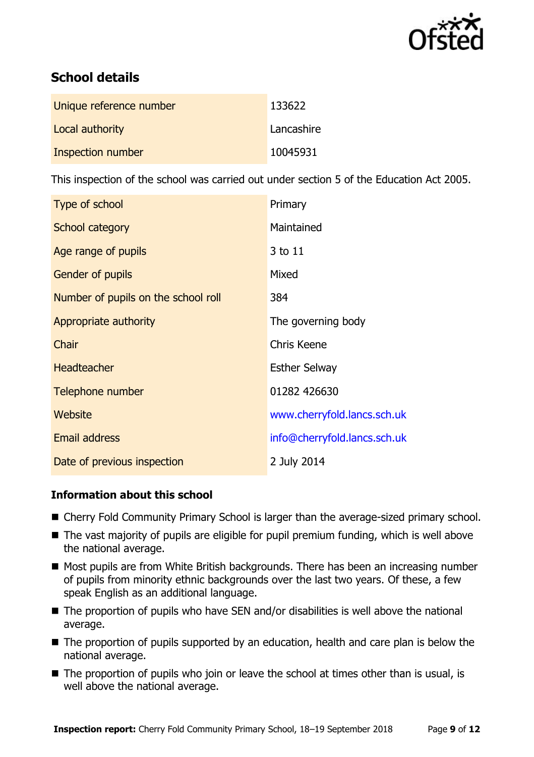## School details

| | |
|---|---|
| Unique reference number | 133622 |
| Local authority | Lancashire |
| Inspection number | 10045931 |

This inspection of the school was carried out under section 5 of the Education Act 2005.

| | |
|---|---|
| Type of school | Primary |
| School category | Maintained |
| Age range of pupils | 3 to 11 |
| Gender of pupils | Mixed |
| Number of pupils on the school roll | 384 |
| Appropriate authority | The governing body |
| Chair | Chris Keene |
| Headteacher | Esther Selway |
| Telephone number | 01282 426630 |
| Website | www.cherryfold.lancs.sch.uk |
| Email address | info@cherryfold.lancs.sch.uk |
| Date of previous inspection | 2 July 2014 |

### Information about this school

- Cherry Fold Community Primary School is larger than the average-sized primary school.
- The vast majority of pupils are eligible for pupil premium funding, which is well above the national average.
- Most pupils are from White British backgrounds. There has been an increasing number of pupils from minority ethnic backgrounds over the last two years. Of these, a few speak English as an additional language.
- The proportion of pupils who have SEN and/or disabilities is well above the national average.
- The proportion of pupils supported by an education, health and care plan is below the national average.
- The proportion of pupils who join or leave the school at times other than is usual, is well above the national average.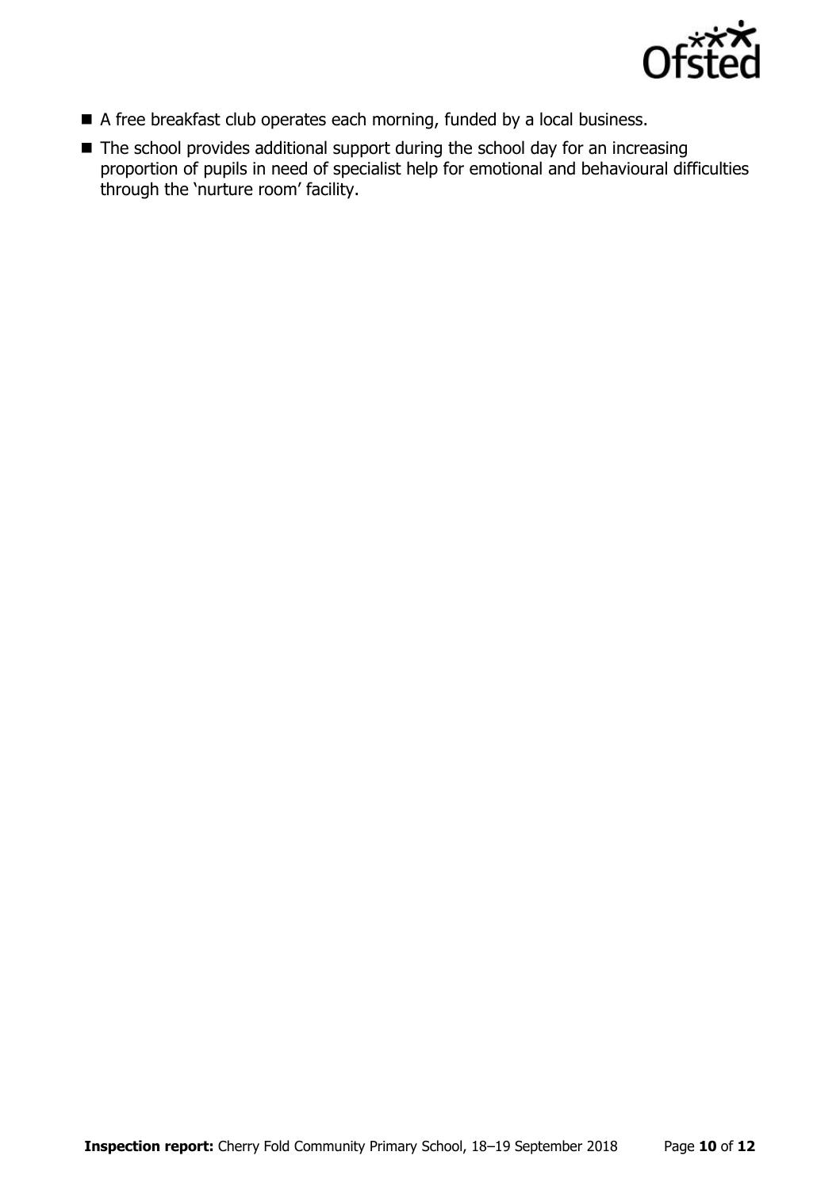- A free breakfast club operates each morning, funded by a local business.
- The school provides additional support during the school day for an increasing proportion of pupils in need of specialist help for emotional and behavioural difficulties through the 'nurture room' facility.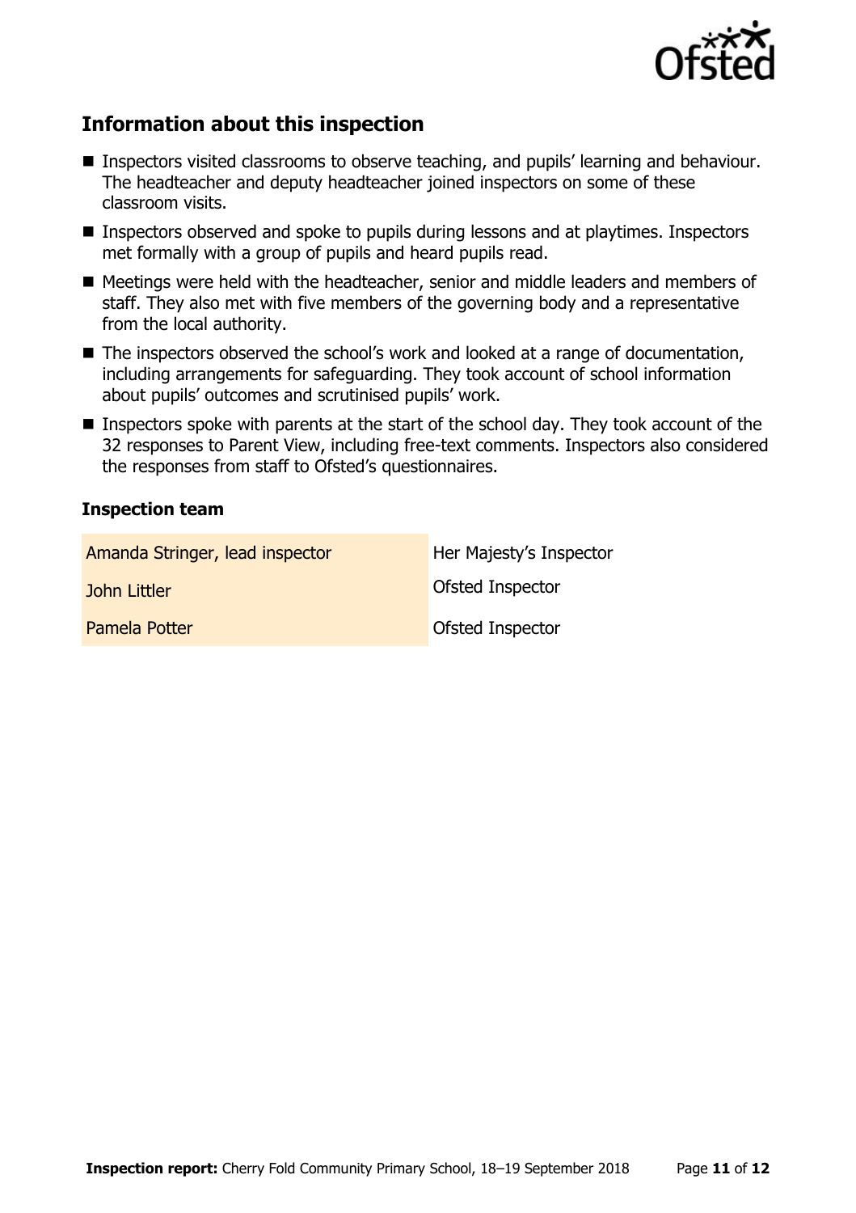## Information about this inspection

- Inspectors visited classrooms to observe teaching, and pupils' learning and behaviour. The headteacher and deputy headteacher joined inspectors on some of these classroom visits.
- Inspectors observed and spoke to pupils during lessons and at playtimes. Inspectors met formally with a group of pupils and heard pupils read.
- Meetings were held with the headteacher, senior and middle leaders and members of staff. They also met with five members of the governing body and a representative from the local authority.
- The inspectors observed the school's work and looked at a range of documentation, including arrangements for safeguarding. They took account of school information about pupils' outcomes and scrutinised pupils' work.
- Inspectors spoke with parents at the start of the school day. They took account of the 32 responses to Parent View, including free-text comments. Inspectors also considered the responses from staff to Ofsted's questionnaires.

### Inspection team

| | |
|---|---|
| Amanda Stringer, lead inspector | Her Majesty's Inspector |
| John Littler | Ofsted Inspector |
| Pamela Potter | Ofsted Inspector |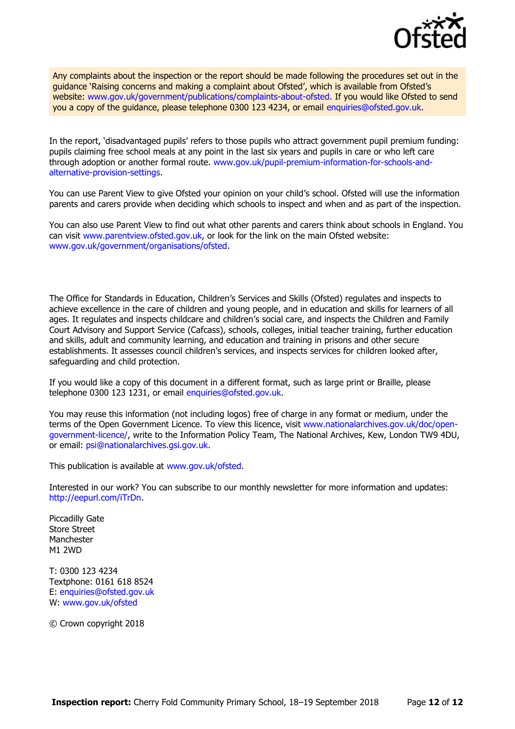Any complaints about the inspection or the report should be made following the procedures set out in the guidance 'Raising concerns and making a complaint about Ofsted', which is available from Ofsted's website: www.gov.uk/government/publications/complaints-about-ofsted. If you would like Ofsted to send you a copy of the guidance, please telephone 0300 123 4234, or email enquiries@ofsted.gov.uk.

In the report, 'disadvantaged pupils' refers to those pupils who attract government pupil premium funding: pupils claiming free school meals at any point in the last six years and pupils in care or who left care through adoption or another formal route. www.gov.uk/pupil-premium-information-for-schools-and-alternative-provision-settings.

You can use Parent View to give Ofsted your opinion on your child's school. Ofsted will use the information parents and carers provide when deciding which schools to inspect and when and as part of the inspection.

You can also use Parent View to find out what other parents and carers think about schools in England. You can visit www.parentview.ofsted.gov.uk, or look for the link on the main Ofsted website: www.gov.uk/government/organisations/ofsted.

The Office for Standards in Education, Children's Services and Skills (Ofsted) regulates and inspects to achieve excellence in the care of children and young people, and in education and skills for learners of all ages. It regulates and inspects childcare and children's social care, and inspects the Children and Family Court Advisory and Support Service (Cafcass), schools, colleges, initial teacher training, further education and skills, adult and community learning, and education and training in prisons and other secure establishments. It assesses council children's services, and inspects services for children looked after, safeguarding and child protection.

If you would like a copy of this document in a different format, such as large print or Braille, please telephone 0300 123 1231, or email enquiries@ofsted.gov.uk.

You may reuse this information (not including logos) free of charge in any format or medium, under the terms of the Open Government Licence. To view this licence, visit www.nationalarchives.gov.uk/doc/open-government-licence/, write to the Information Policy Team, The National Archives, Kew, London TW9 4DU, or email: psi@nationalarchives.gsi.gov.uk.

This publication is available at www.gov.uk/ofsted.

Interested in our work? You can subscribe to our monthly newsletter for more information and updates: http://eepurl.com/iTrDn.

Piccadilly Gate
Store Street
Manchester
M1 2WD

T: 0300 123 4234
Textphone: 0161 618 8524
E: enquiries@ofsted.gov.uk
W: www.gov.uk/ofsted

© Crown copyright 2018